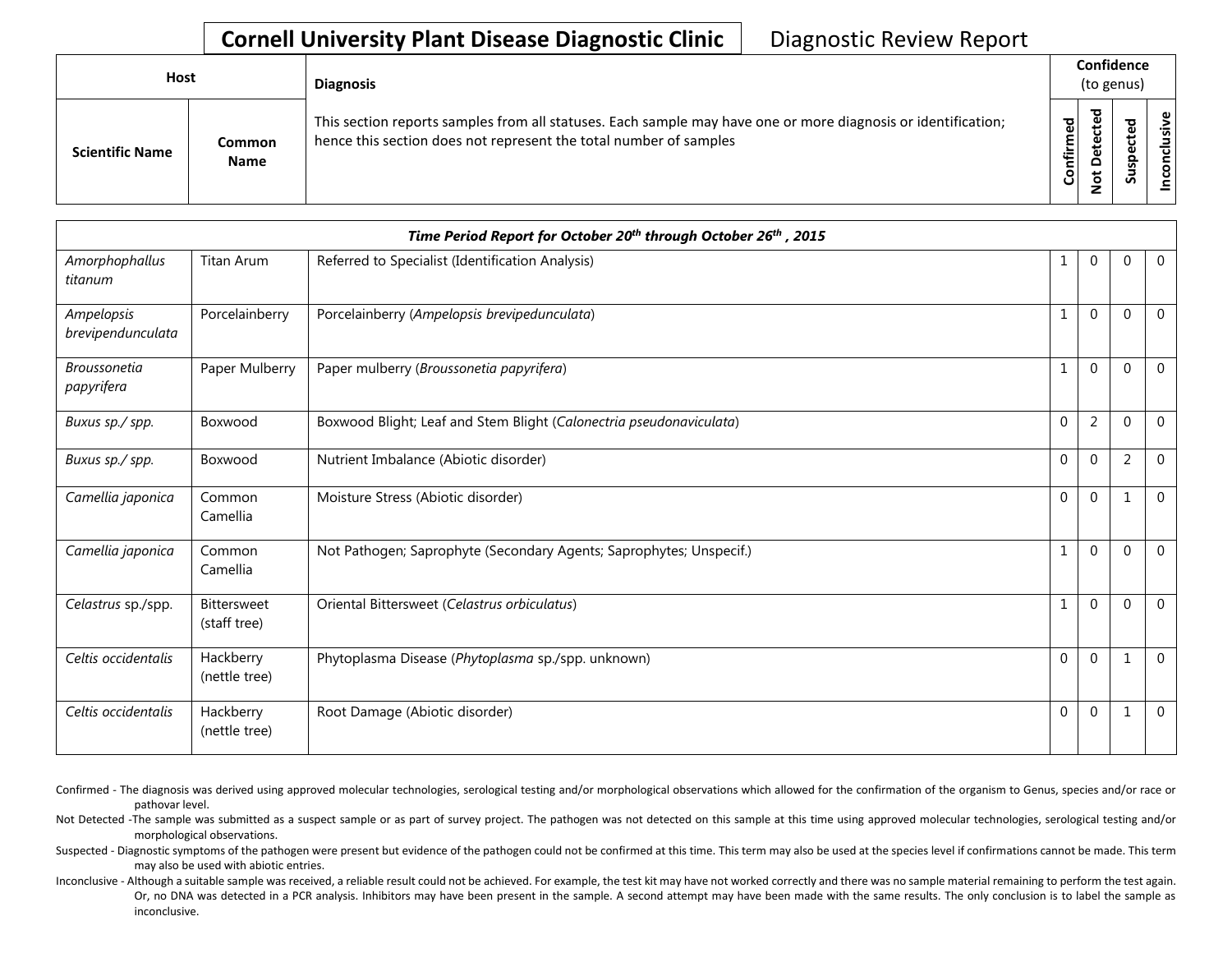**Cornell University Plant Disease Diagnostic Clinic** Diagnostic Review Report

| Host | | Diagnosis | Confidence (to genus) | | | |
|---|---|---|---|---|---|---|
| Scientific Name | Common Name | This section reports samples from all statuses. Each sample may have one or more diagnosis or identification; hence this section does not represent the total number of samples | Confirmed | Not Detected | Suspected | Inconclusive |

| *Time Period Report for October 20th through October 26th , 2015* | | | | | | |
|---|---|---|---|---|---|---|
| *Amorphophallus titanum* | Titan Arum | Referred to Specialist (Identification Analysis) | 1 | 0 | 0 | 0 |
| *Ampelopsis brevipendunculata* | Porcelainberry | Porcelainberry (*Ampelopsis brevipedunculata*) | 1 | 0 | 0 | 0 |
| *Broussonetia papyrifera* | Paper Mulberry | Paper mulberry (*Broussonetia papyrifera*) | 1 | 0 | 0 | 0 |
| *Buxus sp./ spp.* | Boxwood | Boxwood Blight; Leaf and Stem Blight (*Calonectria pseudonaviculata*) | 0 | 2 | 0 | 0 |
| *Buxus sp./ spp.* | Boxwood | Nutrient Imbalance (Abiotic disorder) | 0 | 0 | 2 | 0 |
| *Camellia japonica* | Common Camellia | Moisture Stress (Abiotic disorder) | 0 | 0 | 1 | 0 |
| *Camellia japonica* | Common Camellia | Not Pathogen; Saprophyte (Secondary Agents; Saprophytes; Unspecif.) | 1 | 0 | 0 | 0 |
| *Celastrus* sp./spp. | Bittersweet (staff tree) | Oriental Bittersweet (*Celastrus orbiculatus*) | 1 | 0 | 0 | 0 |
| *Celtis occidentalis* | Hackberry (nettle tree) | Phytoplasma Disease (*Phytoplasma* sp./spp. unknown) | 0 | 0 | 1 | 0 |
| *Celtis occidentalis* | Hackberry (nettle tree) | Root Damage (Abiotic disorder) | 0 | 0 | 1 | 0 |

Confirmed - The diagnosis was derived using approved molecular technologies, serological testing and/or morphological observations which allowed for the confirmation of the organism to Genus, species and/or race or pathovar level.

Not Detected -The sample was submitted as a suspect sample or as part of survey project. The pathogen was not detected on this sample at this time using approved molecular technologies, serological testing and/or morphological observations.

Suspected - Diagnostic symptoms of the pathogen were present but evidence of the pathogen could not be confirmed at this time. This term may also be used at the species level if confirmations cannot be made. This term may also be used with abiotic entries.

Inconclusive - Although a suitable sample was received, a reliable result could not be achieved. For example, the test kit may have not worked correctly and there was no sample material remaining to perform the test again. Or, no DNA was detected in a PCR analysis. Inhibitors may have been present in the sample. A second attempt may have been made with the same results. The only conclusion is to label the sample as inconclusive.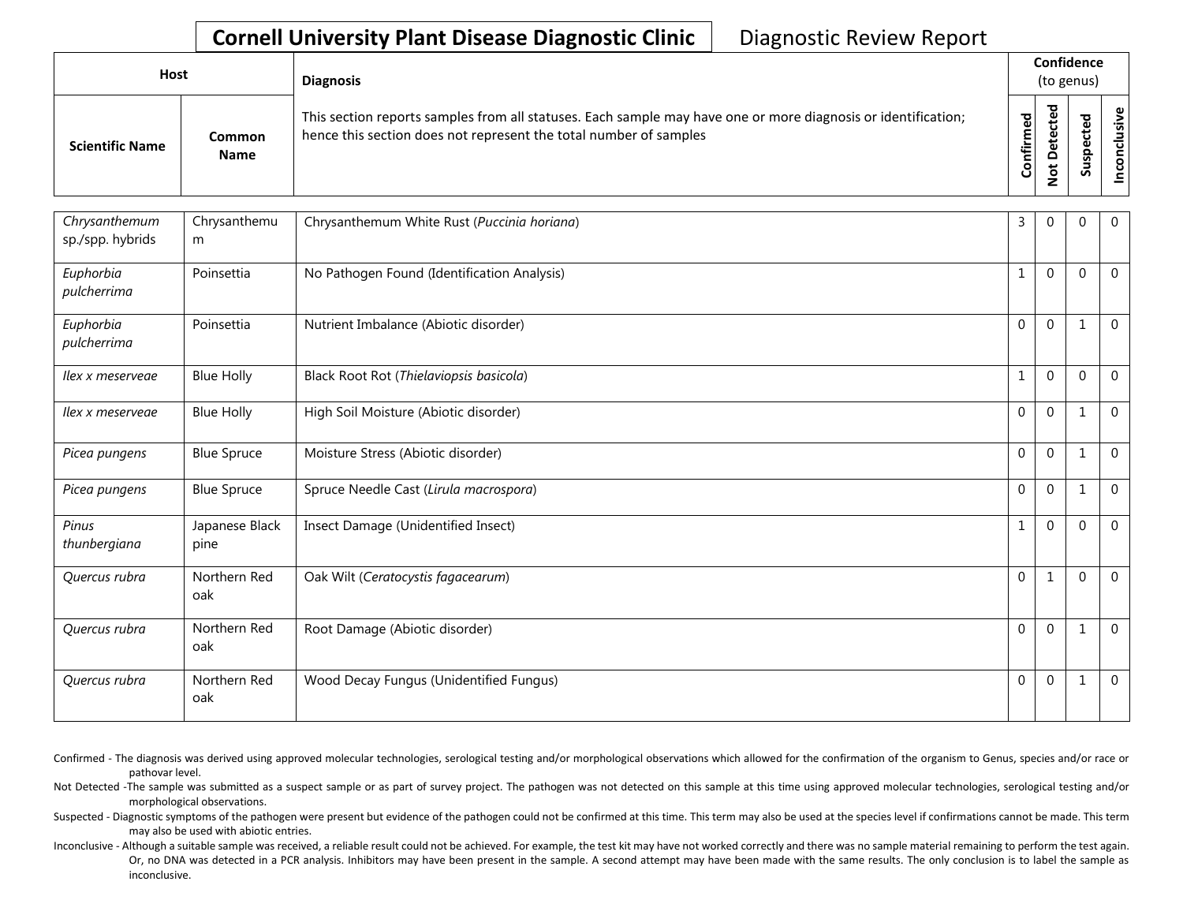# Cornell University Plant Disease Diagnostic Clinic

Diagnostic Review Report

| Host | | Diagnosis | Confidence (to genus) | | | |
|---|---|---|---|---|---|---|
| Scientific Name | Common Name | This section reports samples from all statuses. Each sample may have one or more diagnosis or identification; hence this section does not represent the total number of samples | Confirmed | Not Detected | Suspected | Inconclusive |
| *Chrysanthemum* sp./spp. hybrids | Chrysanthemum | Chrysanthemum White Rust (*Puccinia horiana*) | 3 | 0 | 0 | 0 |
| *Euphorbia pulcherrima* | Poinsettia | No Pathogen Found (Identification Analysis) | 1 | 0 | 0 | 0 |
| *Euphorbia pulcherrima* | Poinsettia | Nutrient Imbalance (Abiotic disorder) | 0 | 0 | 1 | 0 |
| *Ilex x meserveae* | Blue Holly | Black Root Rot (*Thielaviopsis basicola*) | 1 | 0 | 0 | 0 |
| *Ilex x meserveae* | Blue Holly | High Soil Moisture (Abiotic disorder) | 0 | 0 | 1 | 0 |
| *Picea pungens* | Blue Spruce | Moisture Stress (Abiotic disorder) | 0 | 0 | 1 | 0 |
| *Picea pungens* | Blue Spruce | Spruce Needle Cast (*Lirula macrospora*) | 0 | 0 | 1 | 0 |
| *Pinus thunbergiana* | Japanese Black pine | Insect Damage (Unidentified Insect) | 1 | 0 | 0 | 0 |
| *Quercus rubra* | Northern Red oak | Oak Wilt (*Ceratocystis fagacearum*) | 0 | 1 | 0 | 0 |
| *Quercus rubra* | Northern Red oak | Root Damage (Abiotic disorder) | 0 | 0 | 1 | 0 |
| *Quercus rubra* | Northern Red oak | Wood Decay Fungus (Unidentified Fungus) | 0 | 0 | 1 | 0 |

Confirmed - The diagnosis was derived using approved molecular technologies, serological testing and/or morphological observations which allowed for the confirmation of the organism to Genus, species and/or race or pathovar level.

Not Detected -The sample was submitted as a suspect sample or as part of survey project. The pathogen was not detected on this sample at this time using approved molecular technologies, serological testing and/or morphological observations.

Suspected - Diagnostic symptoms of the pathogen were present but evidence of the pathogen could not be confirmed at this time. This term may also be used at the species level if confirmations cannot be made. This term may also be used with abiotic entries.

Inconclusive - Although a suitable sample was received, a reliable result could not be achieved. For example, the test kit may have not worked correctly and there was no sample material remaining to perform the test again. Or, no DNA was detected in a PCR analysis. Inhibitors may have been present in the sample. A second attempt may have been made with the same results. The only conclusion is to label the sample as inconclusive.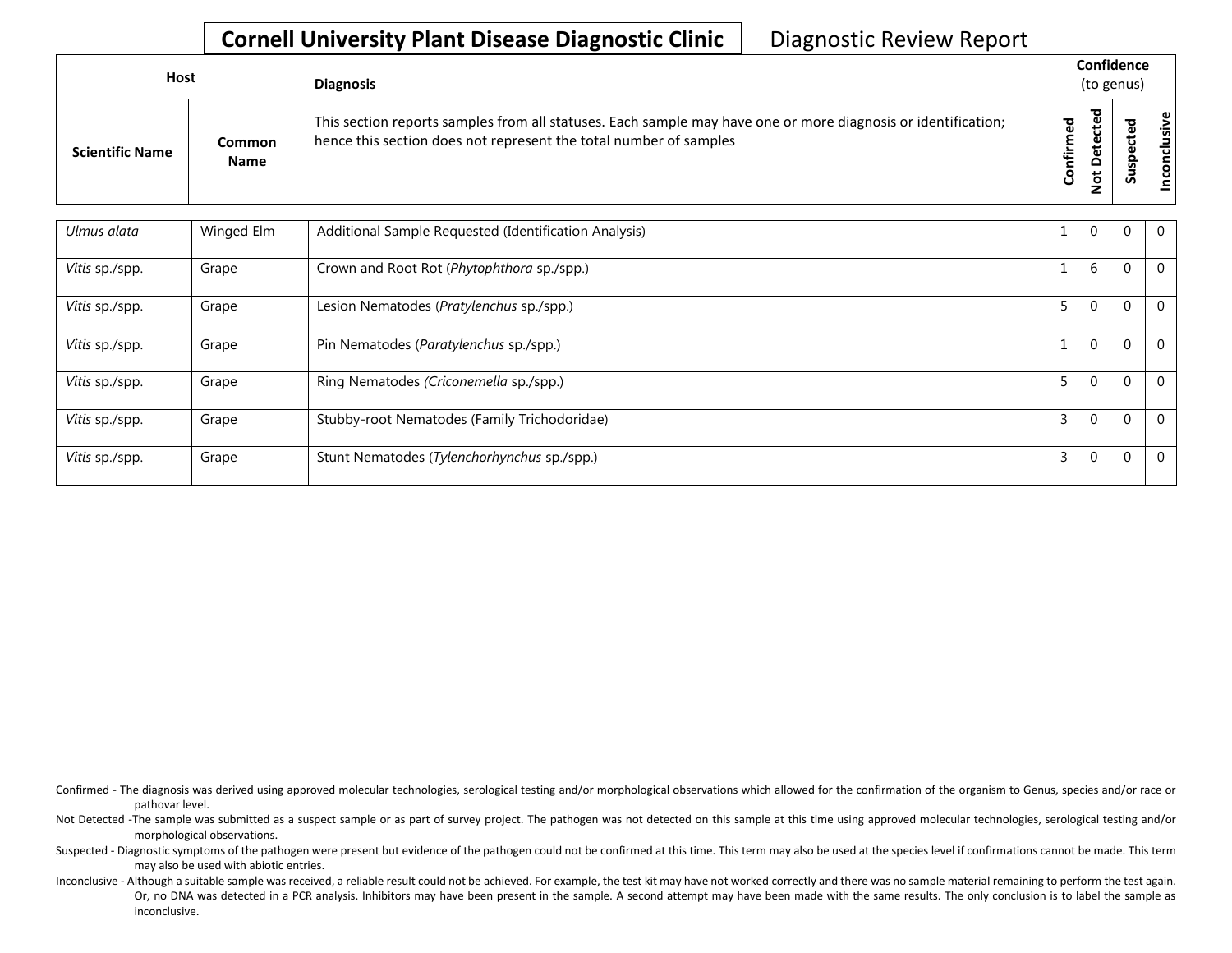# Cornell University Plant Disease Diagnostic Clinic

Diagnostic Review Report

| Host | | Diagnosis | Confidence (to genus) | | | |
|---|---|---|---|---|---|---|
| Scientific Name | Common Name | This section reports samples from all statuses. Each sample may have one or more diagnosis or identification; hence this section does not represent the total number of samples | Confirmed | Not Detected | Suspected | Inconclusive |
| *Ulmus alata* | Winged Elm | Additional Sample Requested (Identification Analysis) | 1 | 0 | 0 | 0 |
| *Vitis* sp./spp. | Grape | Crown and Root Rot (*Phytophthora* sp./spp.) | 1 | 6 | 0 | 0 |
| *Vitis* sp./spp. | Grape | Lesion Nematodes (*Pratylenchus* sp./spp.) | 5 | 0 | 0 | 0 |
| *Vitis* sp./spp. | Grape | Pin Nematodes (*Paratylenchus* sp./spp.) | 1 | 0 | 0 | 0 |
| *Vitis* sp./spp. | Grape | Ring Nematodes *(Criconemella* sp./spp.) | 5 | 0 | 0 | 0 |
| *Vitis* sp./spp. | Grape | Stubby-root Nematodes (Family Trichodoridae) | 3 | 0 | 0 | 0 |
| *Vitis* sp./spp. | Grape | Stunt Nematodes (*Tylenchorhynchus* sp./spp.) | 3 | 0 | 0 | 0 |

Confirmed - The diagnosis was derived using approved molecular technologies, serological testing and/or morphological observations which allowed for the confirmation of the organism to Genus, species and/or race or pathovar level.

Not Detected -The sample was submitted as a suspect sample or as part of survey project. The pathogen was not detected on this sample at this time using approved molecular technologies, serological testing and/or morphological observations.

Suspected - Diagnostic symptoms of the pathogen were present but evidence of the pathogen could not be confirmed at this time. This term may also be used at the species level if confirmations cannot be made. This term may also be used with abiotic entries.

Inconclusive - Although a suitable sample was received, a reliable result could not be achieved. For example, the test kit may have not worked correctly and there was no sample material remaining to perform the test again. Or, no DNA was detected in a PCR analysis. Inhibitors may have been present in the sample. A second attempt may have been made with the same results. The only conclusion is to label the sample as inconclusive.